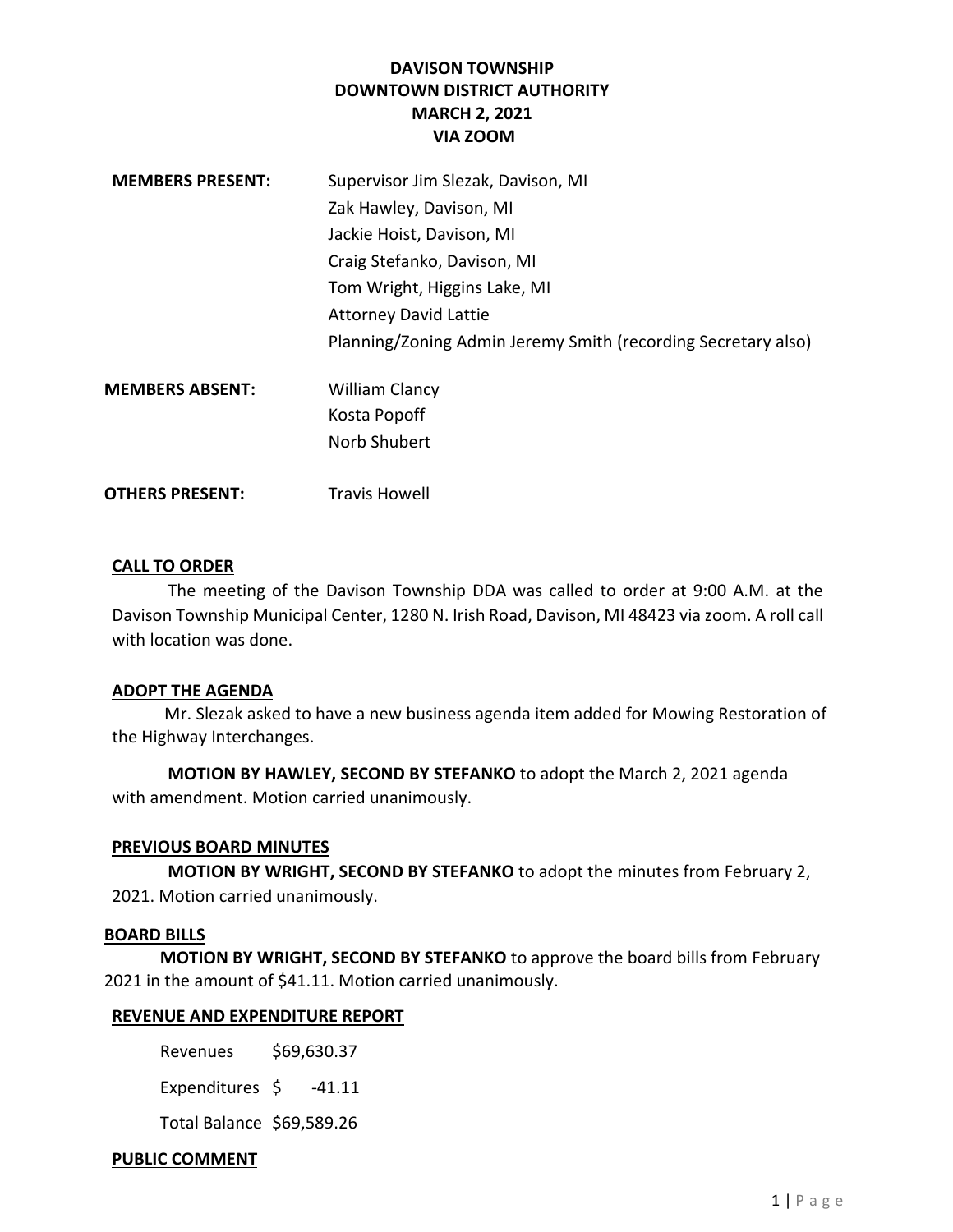# DAVISON TOWNSHIP
# DOWNTOWN DISTRICT AUTHORITY
# MARCH 2, 2021
# VIA ZOOM

**MEMBERS PRESENT:** Supervisor Jim Slezak, Davison, MI
Zak Hawley, Davison, MI
Jackie Hoist, Davison, MI
Craig Stefanko, Davison, MI
Tom Wright, Higgins Lake, MI
Attorney David Lattie
Planning/Zoning Admin Jeremy Smith (recording Secretary also)

**MEMBERS ABSENT:** William Clancy
Kosta Popoff
Norb Shubert

**OTHERS PRESENT:** Travis Howell

## CALL TO ORDER

The meeting of the Davison Township DDA was called to order at 9:00 A.M. at the Davison Township Municipal Center, 1280 N. Irish Road, Davison, MI 48423 via zoom. A roll call with location was done.

## ADOPT THE AGENDA

Mr. Slezak asked to have a new business agenda item added for Mowing Restoration of the Highway Interchanges.

**MOTION BY HAWLEY, SECOND BY STEFANKO** to adopt the March 2, 2021 agenda with amendment. Motion carried unanimously.

## PREVIOUS BOARD MINUTES

**MOTION BY WRIGHT, SECOND BY STEFANKO** to adopt the minutes from February 2, 2021. Motion carried unanimously.

## BOARD BILLS

**MOTION BY WRIGHT, SECOND BY STEFANKO** to approve the board bills from February 2021 in the amount of $41.11. Motion carried unanimously.

## REVENUE AND EXPENDITURE REPORT

| | |
|---|---|
| Revenues | $69,630.37 |
| Expenditures | $ -41.11 |
| Total Balance | $69,589.26 |

## PUBLIC COMMENT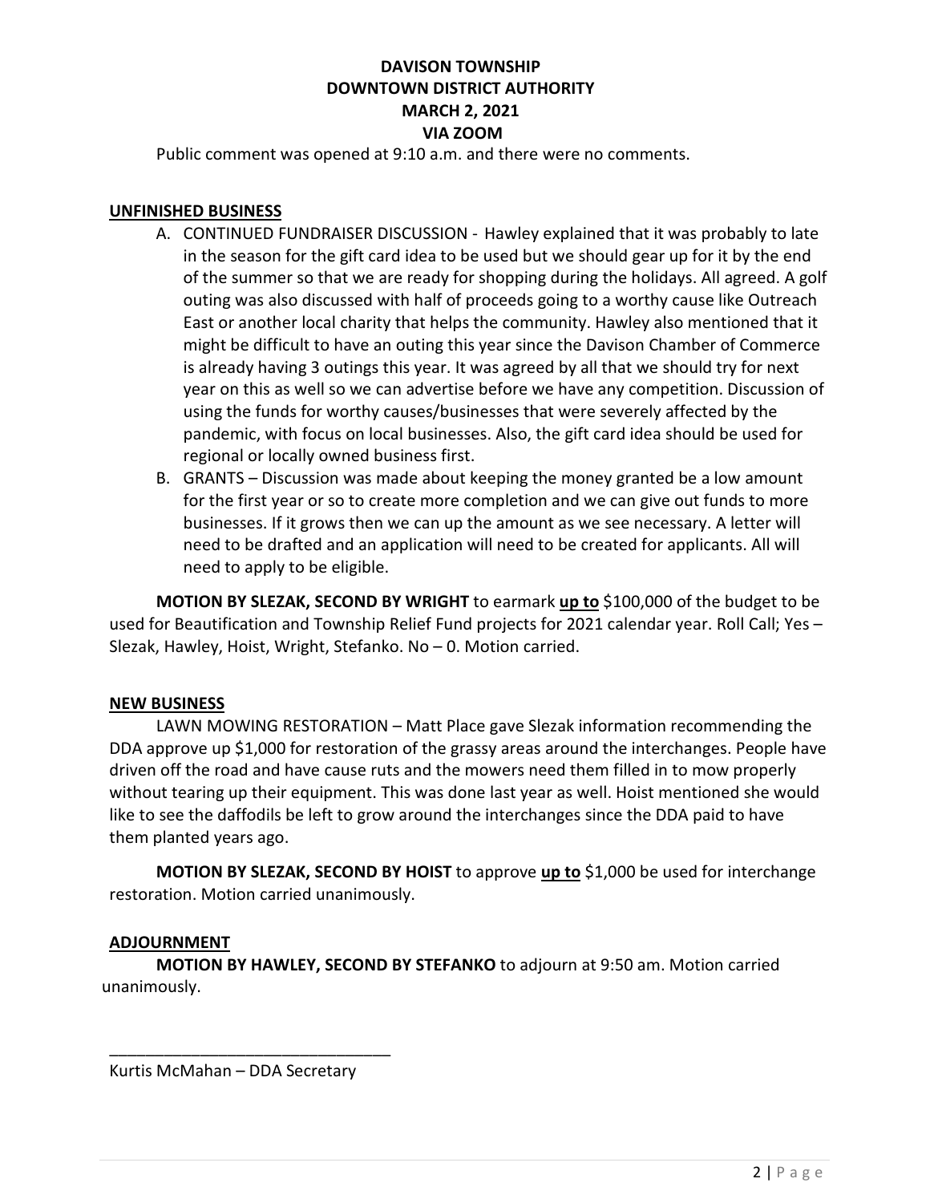**DAVISON TOWNSHIP**
**DOWNTOWN DISTRICT AUTHORITY**
**MARCH 2, 2021**
**VIA ZOOM**

Public comment was opened at 9:10 a.m. and there were no comments.

## UNFINISHED BUSINESS

A. CONTINUED FUNDRAISER DISCUSSION - Hawley explained that it was probably to late in the season for the gift card idea to be used but we should gear up for it by the end of the summer so that we are ready for shopping during the holidays. All agreed. A golf outing was also discussed with half of proceeds going to a worthy cause like Outreach East or another local charity that helps the community. Hawley also mentioned that it might be difficult to have an outing this year since the Davison Chamber of Commerce is already having 3 outings this year. It was agreed by all that we should try for next year on this as well so we can advertise before we have any competition. Discussion of using the funds for worthy causes/businesses that were severely affected by the pandemic, with focus on local businesses. Also, the gift card idea should be used for regional or locally owned business first.

B. GRANTS – Discussion was made about keeping the money granted be a low amount for the first year or so to create more completion and we can give out funds to more businesses. If it grows then we can up the amount as we see necessary. A letter will need to be drafted and an application will need to be created for applicants. All will need to apply to be eligible.

**MOTION BY SLEZAK, SECOND BY WRIGHT** to earmark **up to** $100,000 of the budget to be used for Beautification and Township Relief Fund projects for 2021 calendar year. Roll Call; Yes – Slezak, Hawley, Hoist, Wright, Stefanko. No – 0. Motion carried.

## NEW BUSINESS

LAWN MOWING RESTORATION – Matt Place gave Slezak information recommending the DDA approve up $1,000 for restoration of the grassy areas around the interchanges. People have driven off the road and have cause ruts and the mowers need them filled in to mow properly without tearing up their equipment. This was done last year as well. Hoist mentioned she would like to see the daffodils be left to grow around the interchanges since the DDA paid to have them planted years ago.

**MOTION BY SLEZAK, SECOND BY HOIST** to approve **up to** $1,000 be used for interchange restoration. Motion carried unanimously.

## ADJOURNMENT

**MOTION BY HAWLEY, SECOND BY STEFANKO** to adjourn at 9:50 am. Motion carried unanimously.

\_\_\_\_\_\_\_\_\_\_\_\_\_\_\_\_\_\_\_\_\_\_\_\_\_\_\_\_\_\_\_\_

Kurtis McMahan – DDA Secretary